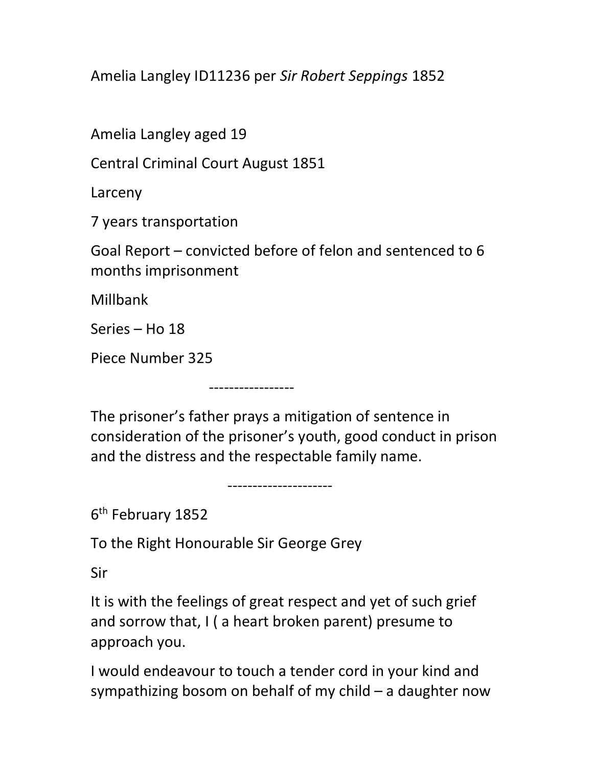Amelia Langley ID11236 per *Sir Robert Seppings* 1852

Amelia Langley aged 19

Central Criminal Court August 1851

Larceny

7 years transportation

Goal Report – convicted before of felon and sentenced to 6 months imprisonment

Millbank

Series – Ho 18

Piece Number 325

-----------------

The prisoner's father prays a mitigation of sentence in consideration of the prisoner's youth, good conduct in prison and the distress and the respectable family name.

---------------------

6th February 1852

To the Right Honourable Sir George Grey

Sir

It is with the feelings of great respect and yet of such grief and sorrow that, I ( a heart broken parent) presume to approach you.

I would endeavour to touch a tender cord in your kind and sympathizing bosom on behalf of my child – a daughter now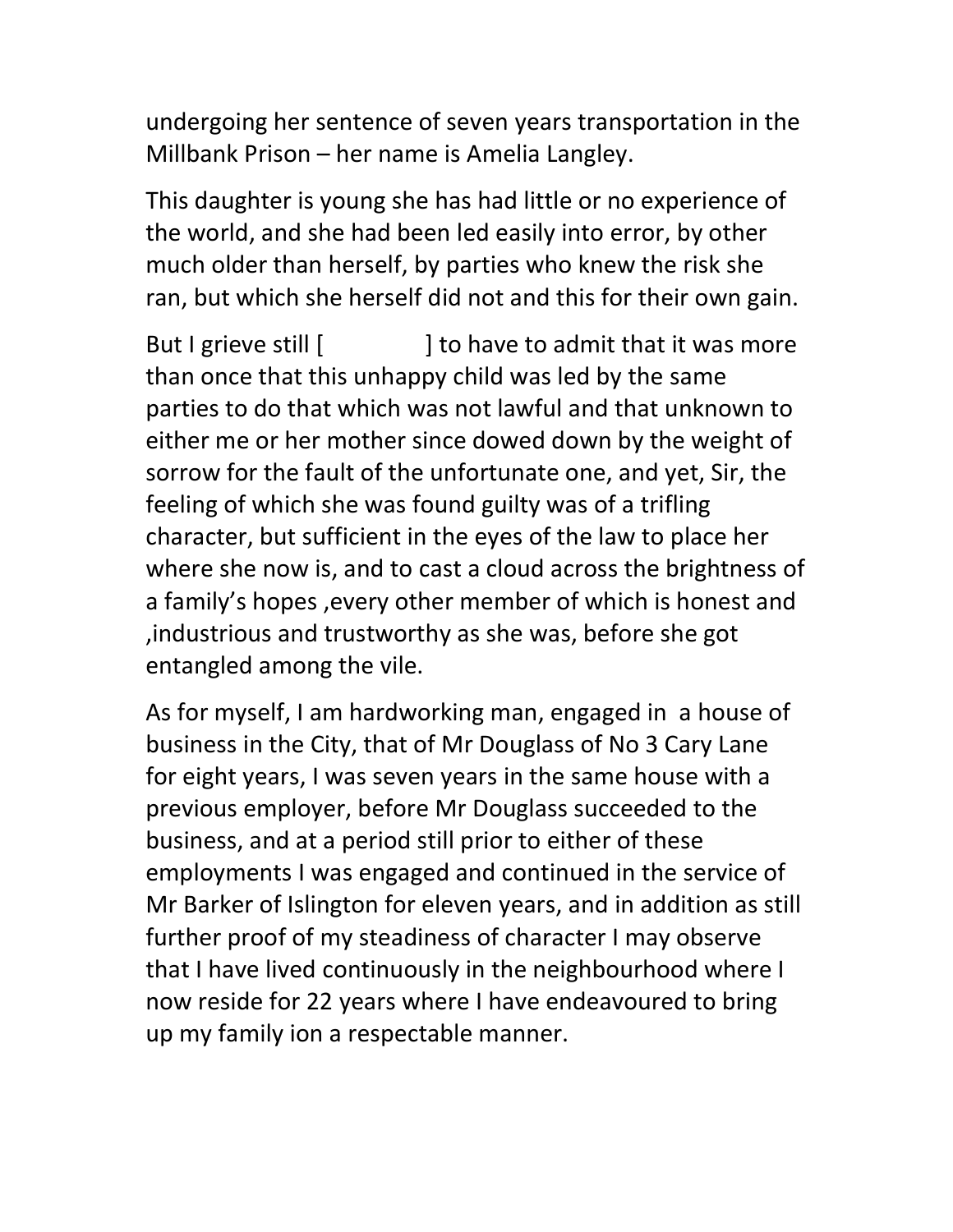undergoing her sentence of seven years transportation in the Millbank Prison – her name is Amelia Langley.

This daughter is young she has had little or no experience of the world, and she had been led easily into error, by other much older than herself, by parties who knew the risk she ran, but which she herself did not and this for their own gain.

But I grieve still [ ] to have to admit that it was more than once that this unhappy child was led by the same parties to do that which was not lawful and that unknown to either me or her mother since dowed down by the weight of sorrow for the fault of the unfortunate one, and yet, Sir, the feeling of which she was found guilty was of a trifling character, but sufficient in the eyes of the law to place her where she now is, and to cast a cloud across the brightness of a family's hopes ,every other member of which is honest and ,industrious and trustworthy as she was, before she got entangled among the vile.

As for myself, I am hardworking man, engaged in a house of business in the City, that of Mr Douglass of No 3 Cary Lane for eight years, I was seven years in the same house with a previous employer, before Mr Douglass succeeded to the business, and at a period still prior to either of these employments I was engaged and continued in the service of Mr Barker of Islington for eleven years, and in addition as still further proof of my steadiness of character I may observe that I have lived continuously in the neighbourhood where I now reside for 22 years where I have endeavoured to bring up my family ion a respectable manner.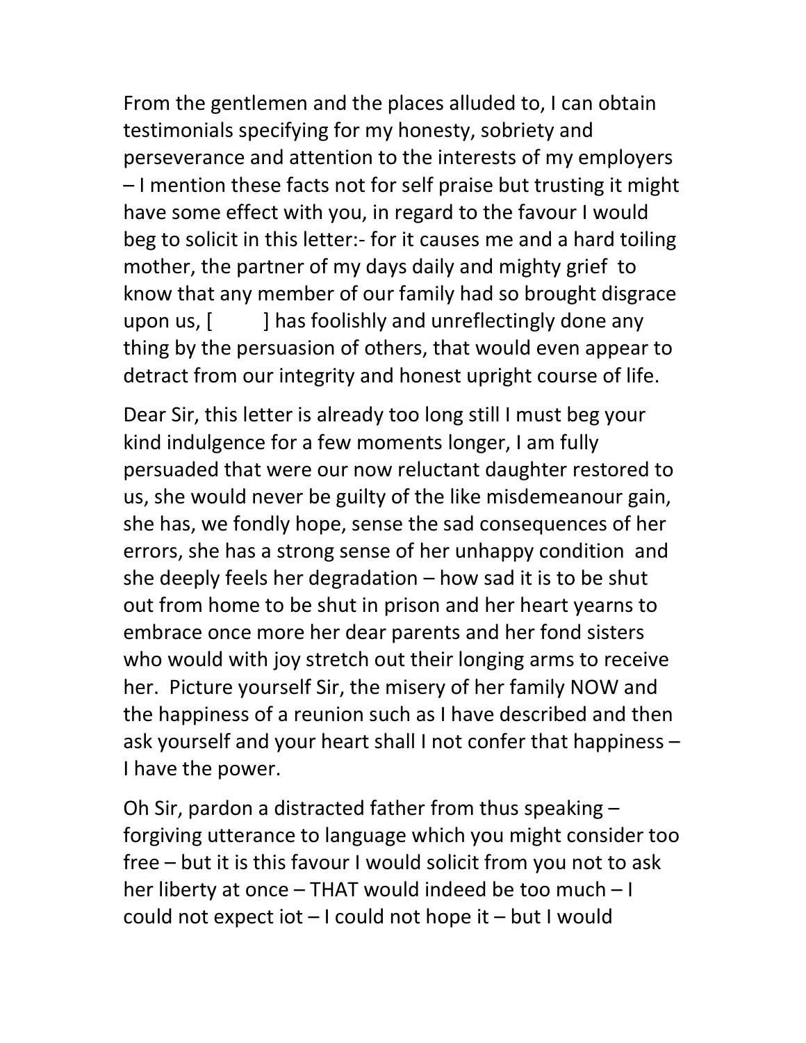From the gentlemen and the places alluded to, I can obtain testimonials specifying for my honesty, sobriety and perseverance and attention to the interests of my employers – I mention these facts not for self praise but trusting it might have some effect with you, in regard to the favour I would beg to solicit in this letter:- for it causes me and a hard toiling mother, the partner of my days daily and mighty grief to know that any member of our family had so brought disgrace upon us, [ ] has foolishly and unreflectingly done any thing by the persuasion of others, that would even appear to detract from our integrity and honest upright course of life.

Dear Sir, this letter is already too long still I must beg your kind indulgence for a few moments longer, I am fully persuaded that were our now reluctant daughter restored to us, she would never be guilty of the like misdemeanour gain, she has, we fondly hope, sense the sad consequences of her errors, she has a strong sense of her unhappy condition and she deeply feels her degradation – how sad it is to be shut out from home to be shut in prison and her heart yearns to embrace once more her dear parents and her fond sisters who would with joy stretch out their longing arms to receive her. Picture yourself Sir, the misery of her family NOW and the happiness of a reunion such as I have described and then ask yourself and your heart shall I not confer that happiness – I have the power.

Oh Sir, pardon a distracted father from thus speaking – forgiving utterance to language which you might consider too free – but it is this favour I would solicit from you not to ask her liberty at once – THAT would indeed be too much – I could not expect iot – I could not hope it – but I would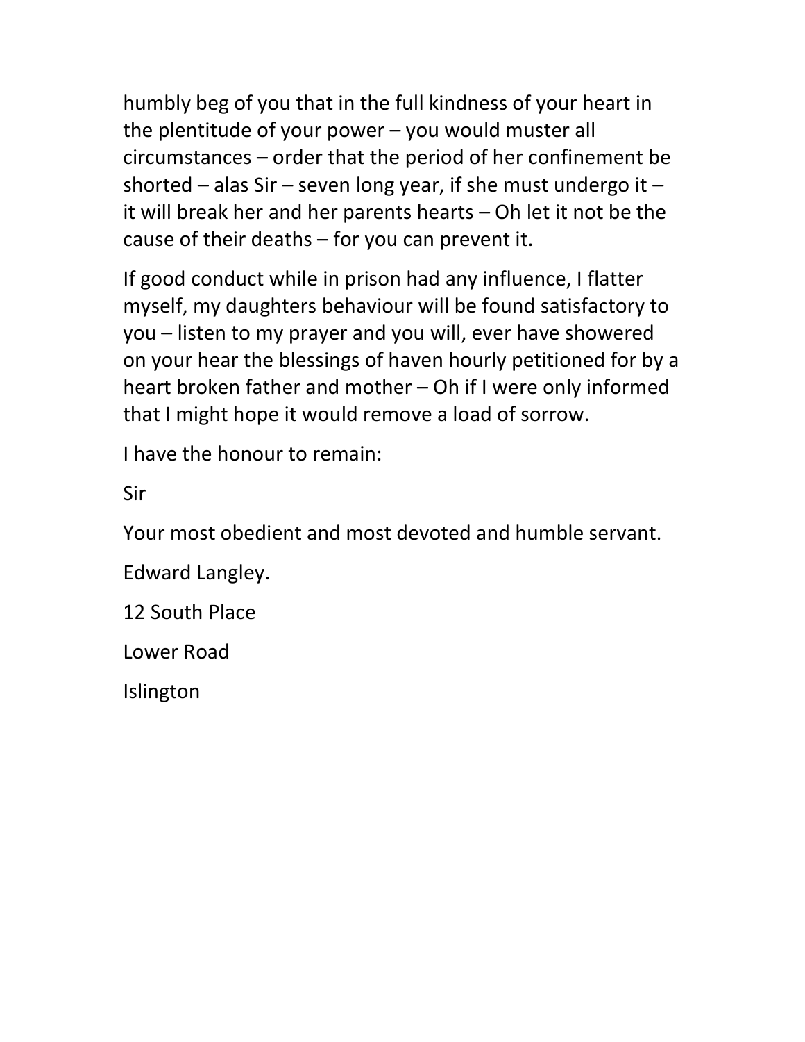humbly beg of you that in the full kindness of your heart in the plentitude of your power – you would muster all circumstances – order that the period of her confinement be shorted – alas Sir – seven long year, if she must undergo it – it will break her and her parents hearts – Oh let it not be the cause of their deaths – for you can prevent it.

If good conduct while in prison had any influence, I flatter myself, my daughters behaviour will be found satisfactory to you – listen to my prayer and you will, ever have showered on your hear the blessings of haven hourly petitioned for by a heart broken father and mother – Oh if I were only informed that I might hope it would remove a load of sorrow.

I have the honour to remain:

Sir

Your most obedient and most devoted and humble servant.

Edward Langley.

12 South Place

Lower Road

Islington

---